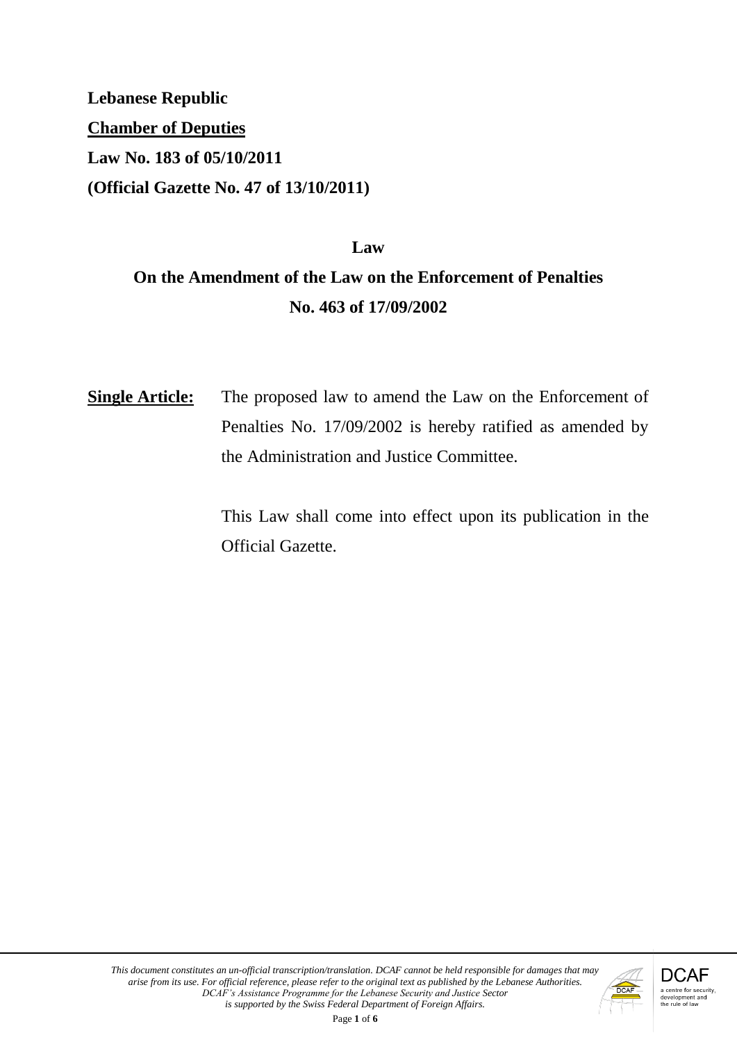**Lebanese Republic**

**Chamber of Deputies**

**Law No. 183 of 05/10/2011**

**(Official Gazette No. 47 of 13/10/2011)**

# Law
## On the Amendment of the Law on the Enforcement of Penalties
## No. 463 of 17/09/2002

**Single Article:** The proposed law to amend the Law on the Enforcement of Penalties No. 17/09/2002 is hereby ratified as amended by the Administration and Justice Committee.

This Law shall come into effect upon its publication in the Official Gazette.

*This document constitutes an un-official transcription/translation. DCAF cannot be held responsible for damages that may arise from its use. For official reference, please refer to the original text as published by the Lebanese Authorities. DCAF's Assistance Programme for the Lebanese Security and Justice Sector is supported by the Swiss Federal Department of Foreign Affairs.*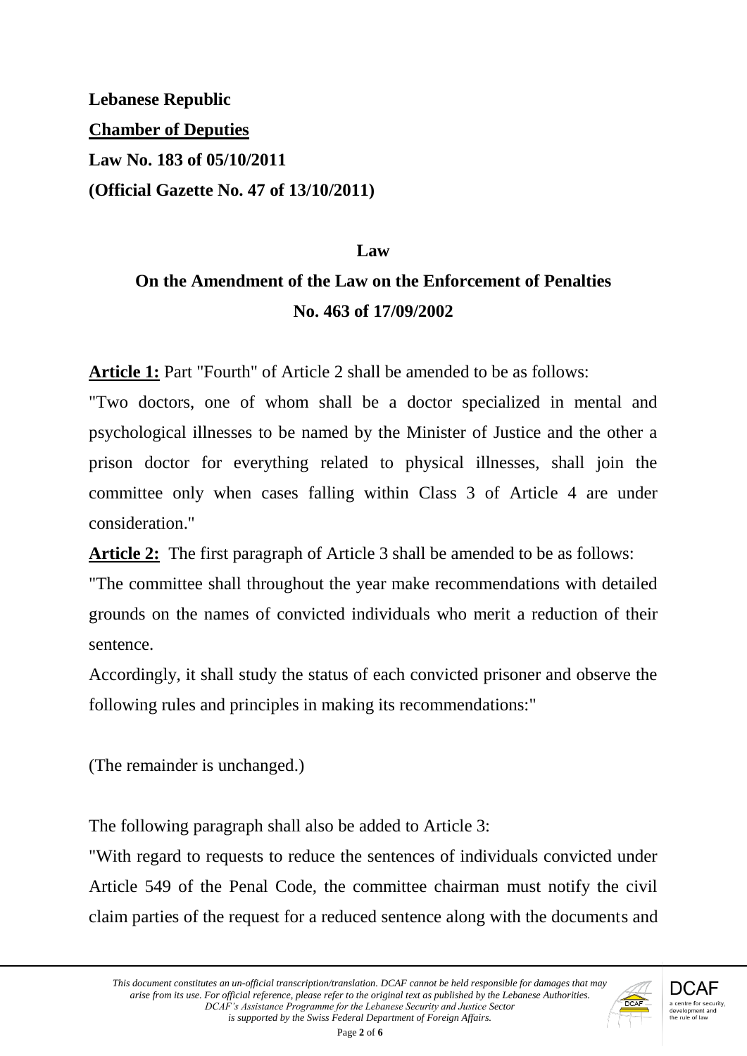**Lebanese Republic**

**Chamber of Deputies**

**Law No. 183 of 05/10/2011**

**(Official Gazette No. 47 of 13/10/2011)**

## Law

## On the Amendment of the Law on the Enforcement of Penalties No. 463 of 17/09/2002

**Article 1:** Part "Fourth" of Article 2 shall be amended to be as follows:

"Two doctors, one of whom shall be a doctor specialized in mental and psychological illnesses to be named by the Minister of Justice and the other a prison doctor for everything related to physical illnesses, shall join the committee only when cases falling within Class 3 of Article 4 are under consideration."

**Article 2:** The first paragraph of Article 3 shall be amended to be as follows:

"The committee shall throughout the year make recommendations with detailed grounds on the names of convicted individuals who merit a reduction of their sentence.

Accordingly, it shall study the status of each convicted prisoner and observe the following rules and principles in making its recommendations:"

(The remainder is unchanged.)

The following paragraph shall also be added to Article 3:

"With regard to requests to reduce the sentences of individuals convicted under Article 549 of the Penal Code, the committee chairman must notify the civil claim parties of the request for a reduced sentence along with the documents and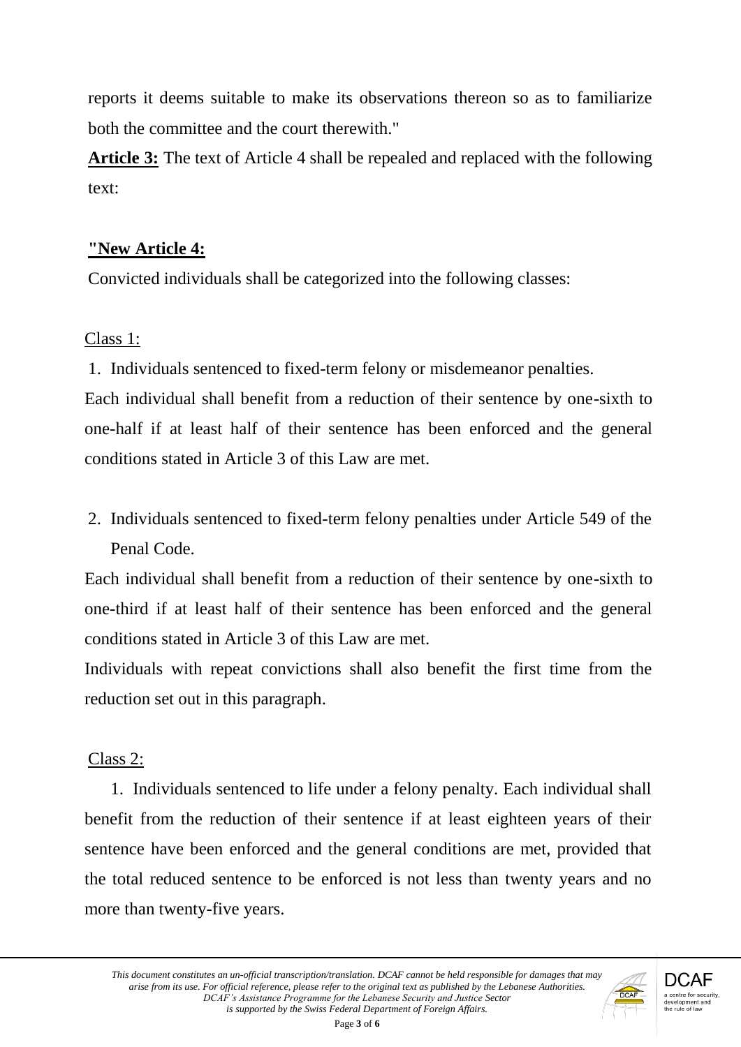reports it deems suitable to make its observations thereon so as to familiarize both the committee and the court therewith."

**Article 3:** The text of Article 4 shall be repealed and replaced with the following text:

**"New Article 4:**

Convicted individuals shall be categorized into the following classes:

Class 1:

1. Individuals sentenced to fixed-term felony or misdemeanor penalties.

Each individual shall benefit from a reduction of their sentence by one-sixth to one-half if at least half of their sentence has been enforced and the general conditions stated in Article 3 of this Law are met.

2. Individuals sentenced to fixed-term felony penalties under Article 549 of the Penal Code.

Each individual shall benefit from a reduction of their sentence by one-sixth to one-third if at least half of their sentence has been enforced and the general conditions stated in Article 3 of this Law are met.

Individuals with repeat convictions shall also benefit the first time from the reduction set out in this paragraph.

Class 2:

1. Individuals sentenced to life under a felony penalty. Each individual shall benefit from the reduction of their sentence if at least eighteen years of their sentence have been enforced and the general conditions are met, provided that the total reduced sentence to be enforced is not less than twenty years and no more than twenty-five years.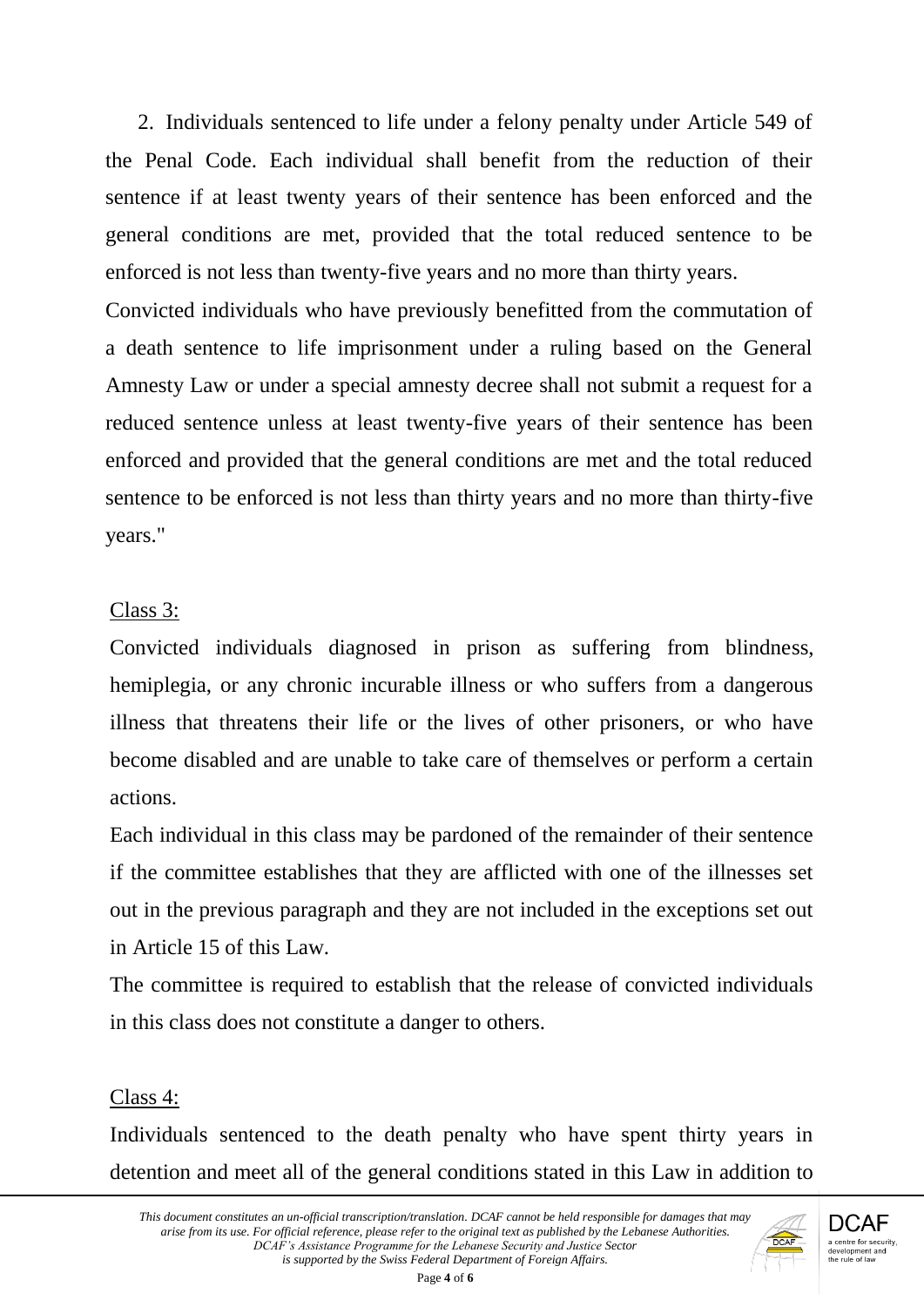2. Individuals sentenced to life under a felony penalty under Article 549 of the Penal Code. Each individual shall benefit from the reduction of their sentence if at least twenty years of their sentence has been enforced and the general conditions are met, provided that the total reduced sentence to be enforced is not less than twenty-five years and no more than thirty years.

Convicted individuals who have previously benefitted from the commutation of a death sentence to life imprisonment under a ruling based on the General Amnesty Law or under a special amnesty decree shall not submit a request for a reduced sentence unless at least twenty-five years of their sentence has been enforced and provided that the general conditions are met and the total reduced sentence to be enforced is not less than thirty years and no more than thirty-five years."

Class 3:

Convicted individuals diagnosed in prison as suffering from blindness, hemiplegia, or any chronic incurable illness or who suffers from a dangerous illness that threatens their life or the lives of other prisoners, or who have become disabled and are unable to take care of themselves or perform a certain actions.

Each individual in this class may be pardoned of the remainder of their sentence if the committee establishes that they are afflicted with one of the illnesses set out in the previous paragraph and they are not included in the exceptions set out in Article 15 of this Law.

The committee is required to establish that the release of convicted individuals in this class does not constitute a danger to others.

Class 4:

Individuals sentenced to the death penalty who have spent thirty years in detention and meet all of the general conditions stated in this Law in addition to

*This document constitutes an un-official transcription/translation. DCAF cannot be held responsible for damages that may arise from its use. For official reference, please refer to the original text as published by the Lebanese Authorities. DCAF's Assistance Programme for the Lebanese Security and Justice Sector is supported by the Swiss Federal Department of Foreign Affairs.*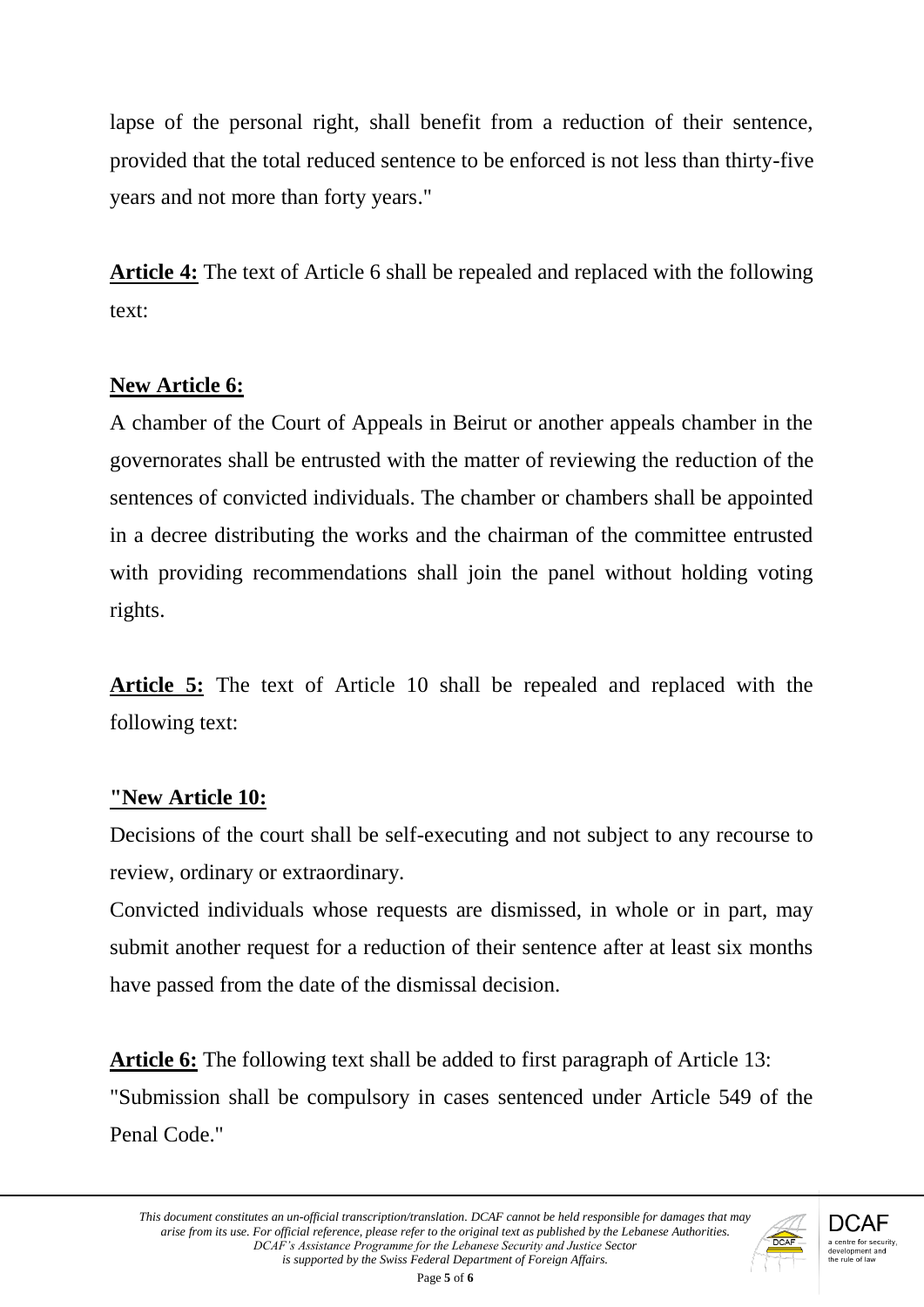lapse of the personal right, shall benefit from a reduction of their sentence, provided that the total reduced sentence to be enforced is not less than thirty-five years and not more than forty years."

**Article 4:** The text of Article 6 shall be repealed and replaced with the following text:

**New Article 6:**

A chamber of the Court of Appeals in Beirut or another appeals chamber in the governorates shall be entrusted with the matter of reviewing the reduction of the sentences of convicted individuals. The chamber or chambers shall be appointed in a decree distributing the works and the chairman of the committee entrusted with providing recommendations shall join the panel without holding voting rights.

**Article 5:** The text of Article 10 shall be repealed and replaced with the following text:

**"New Article 10:**

Decisions of the court shall be self-executing and not subject to any recourse to review, ordinary or extraordinary.

Convicted individuals whose requests are dismissed, in whole or in part, may submit another request for a reduction of their sentence after at least six months have passed from the date of the dismissal decision.

**Article 6:** The following text shall be added to first paragraph of Article 13:

"Submission shall be compulsory in cases sentenced under Article 549 of the Penal Code."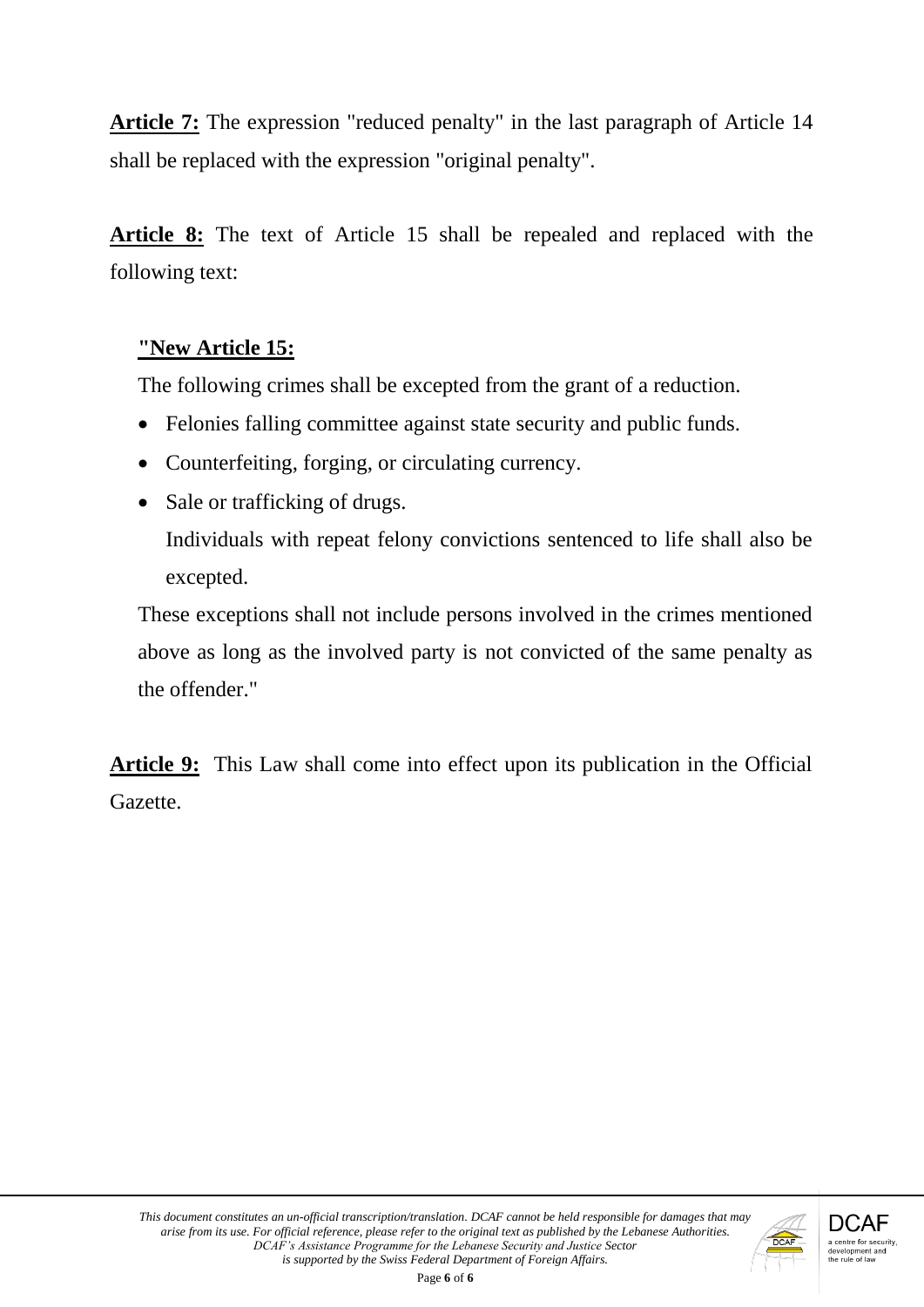**Article 7:** The expression "reduced penalty" in the last paragraph of Article 14 shall be replaced with the expression "original penalty".

**Article 8:** The text of Article 15 shall be repealed and replaced with the following text:

> **"New Article 15:**
>
> The following crimes shall be excepted from the grant of a reduction.
>
> - Felonies falling committee against state security and public funds.
> - Counterfeiting, forging, or circulating currency.
> - Sale or trafficking of drugs.
>
>   Individuals with repeat felony convictions sentenced to life shall also be excepted.
>
> These exceptions shall not include persons involved in the crimes mentioned above as long as the involved party is not convicted of the same penalty as the offender."

**Article 9:** This Law shall come into effect upon its publication in the Official Gazette.

*This document constitutes an un-official transcription/translation. DCAF cannot be held responsible for damages that may arise from its use. For official reference, please refer to the original text as published by the Lebanese Authorities. DCAF's Assistance Programme for the Lebanese Security and Justice Sector is supported by the Swiss Federal Department of Foreign Affairs.*